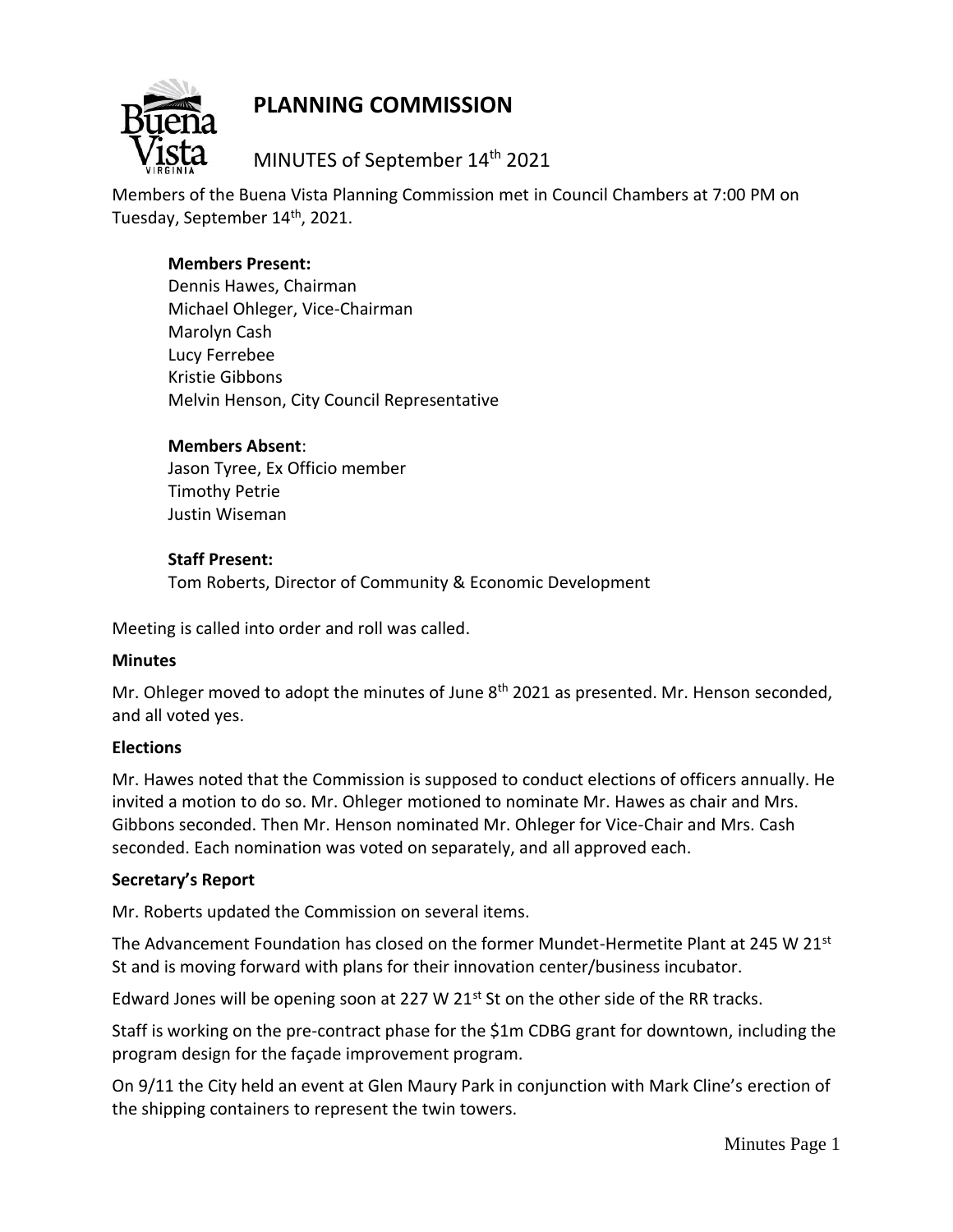# PLANNING COMMISSION

MINUTES of September 14th 2021

Members of the Buena Vista Planning Commission met in Council Chambers at 7:00 PM on Tuesday, September 14th, 2021.

**Members Present:**
Dennis Hawes, Chairman
Michael Ohleger, Vice-Chairman
Marolyn Cash
Lucy Ferrebee
Kristie Gibbons
Melvin Henson, City Council Representative

**Members Absent**:
Jason Tyree, Ex Officio member
Timothy Petrie
Justin Wiseman

**Staff Present:**
Tom Roberts, Director of Community & Economic Development

Meeting is called into order and roll was called.

**Minutes**

Mr. Ohleger moved to adopt the minutes of June 8th 2021 as presented. Mr. Henson seconded, and all voted yes.

**Elections**

Mr. Hawes noted that the Commission is supposed to conduct elections of officers annually. He invited a motion to do so. Mr. Ohleger motioned to nominate Mr. Hawes as chair and Mrs. Gibbons seconded. Then Mr. Henson nominated Mr. Ohleger for Vice-Chair and Mrs. Cash seconded. Each nomination was voted on separately, and all approved each.

**Secretary's Report**

Mr. Roberts updated the Commission on several items.

The Advancement Foundation has closed on the former Mundet-Hermetite Plant at 245 W 21st St and is moving forward with plans for their innovation center/business incubator.

Edward Jones will be opening soon at 227 W 21st St on the other side of the RR tracks.

Staff is working on the pre-contract phase for the $1m CDBG grant for downtown, including the program design for the façade improvement program.

On 9/11 the City held an event at Glen Maury Park in conjunction with Mark Cline's erection of the shipping containers to represent the twin towers.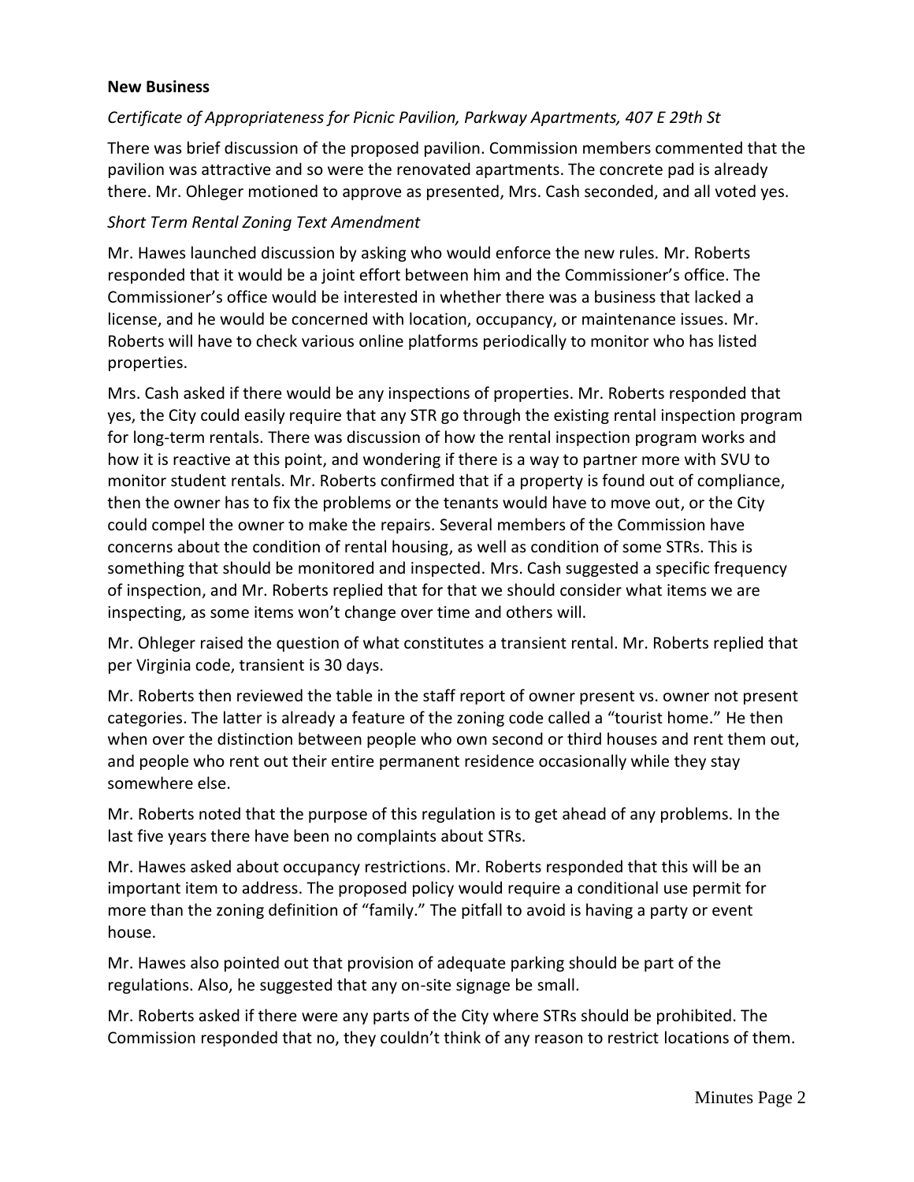**New Business**

*Certificate of Appropriateness for Picnic Pavilion, Parkway Apartments, 407 E 29th St*

There was brief discussion of the proposed pavilion. Commission members commented that the pavilion was attractive and so were the renovated apartments. The concrete pad is already there. Mr. Ohleger motioned to approve as presented, Mrs. Cash seconded, and all voted yes.

*Short Term Rental Zoning Text Amendment*

Mr. Hawes launched discussion by asking who would enforce the new rules. Mr. Roberts responded that it would be a joint effort between him and the Commissioner's office. The Commissioner's office would be interested in whether there was a business that lacked a license, and he would be concerned with location, occupancy, or maintenance issues. Mr. Roberts will have to check various online platforms periodically to monitor who has listed properties.

Mrs. Cash asked if there would be any inspections of properties. Mr. Roberts responded that yes, the City could easily require that any STR go through the existing rental inspection program for long-term rentals. There was discussion of how the rental inspection program works and how it is reactive at this point, and wondering if there is a way to partner more with SVU to monitor student rentals. Mr. Roberts confirmed that if a property is found out of compliance, then the owner has to fix the problems or the tenants would have to move out, or the City could compel the owner to make the repairs. Several members of the Commission have concerns about the condition of rental housing, as well as condition of some STRs. This is something that should be monitored and inspected. Mrs. Cash suggested a specific frequency of inspection, and Mr. Roberts replied that for that we should consider what items we are inspecting, as some items won't change over time and others will.

Mr. Ohleger raised the question of what constitutes a transient rental. Mr. Roberts replied that per Virginia code, transient is 30 days.

Mr. Roberts then reviewed the table in the staff report of owner present vs. owner not present categories. The latter is already a feature of the zoning code called a "tourist home." He then when over the distinction between people who own second or third houses and rent them out, and people who rent out their entire permanent residence occasionally while they stay somewhere else.

Mr. Roberts noted that the purpose of this regulation is to get ahead of any problems. In the last five years there have been no complaints about STRs.

Mr. Hawes asked about occupancy restrictions. Mr. Roberts responded that this will be an important item to address. The proposed policy would require a conditional use permit for more than the zoning definition of "family." The pitfall to avoid is having a party or event house.

Mr. Hawes also pointed out that provision of adequate parking should be part of the regulations. Also, he suggested that any on-site signage be small.

Mr. Roberts asked if there were any parts of the City where STRs should be prohibited. The Commission responded that no, they couldn't think of any reason to restrict locations of them.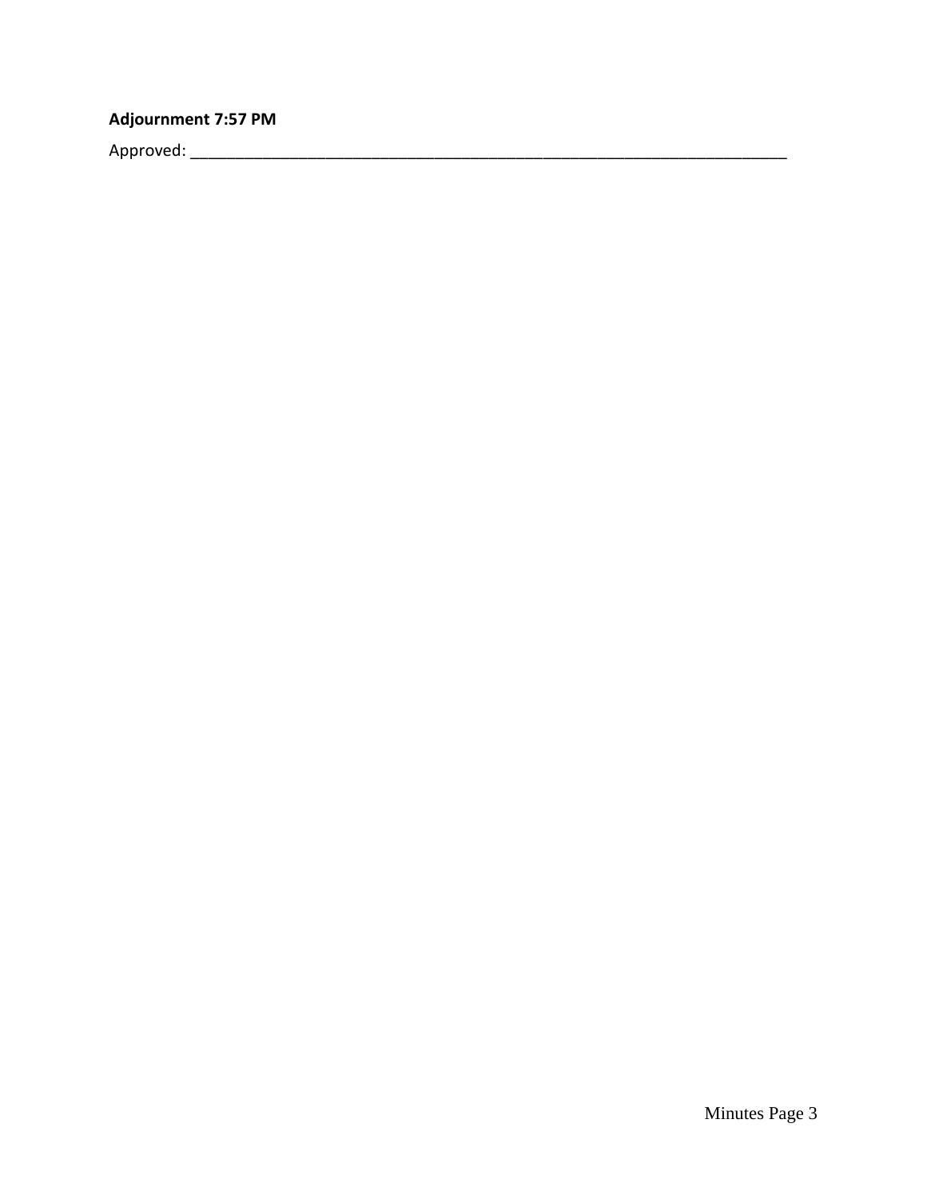**Adjournment 7:57 PM**

Approved: ___________________________________________________________________________